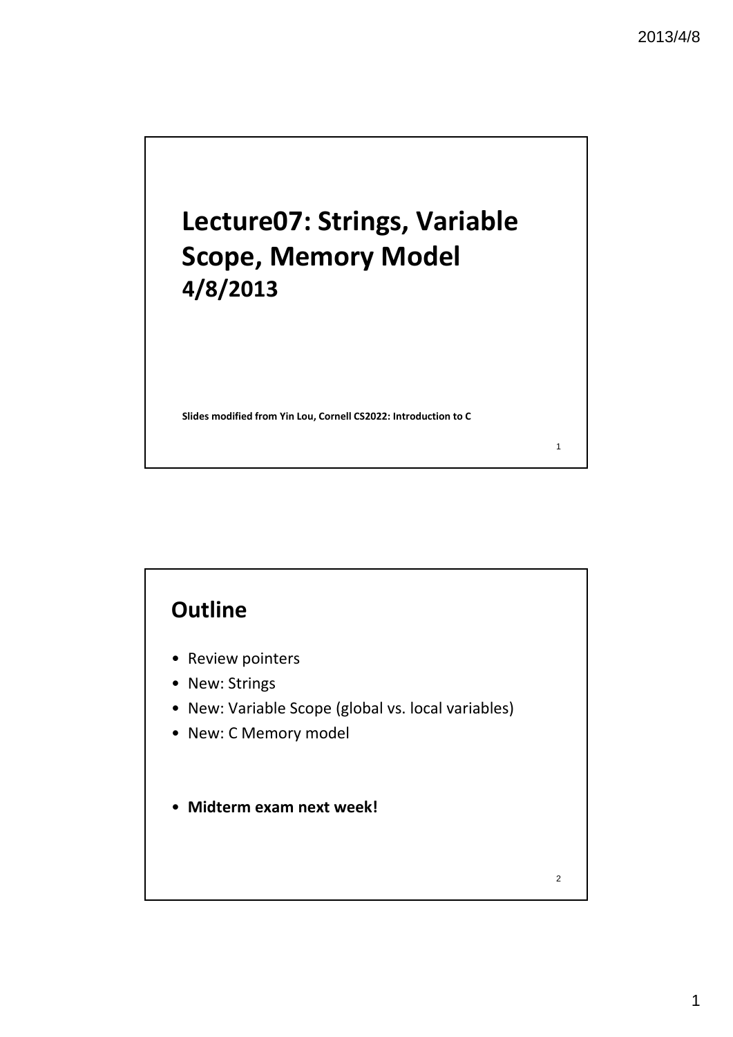# Lecture07: Strings, Variable Scope, Memory Model

**4/8/2013**

**Slides modified from Yin Lou, Cornell CS2022: Introduction to C**

## Outline

- Review pointers
- New: Strings
- New: Variable Scope (global vs. local variables)
- New: C Memory model

- **Midterm exam next week!**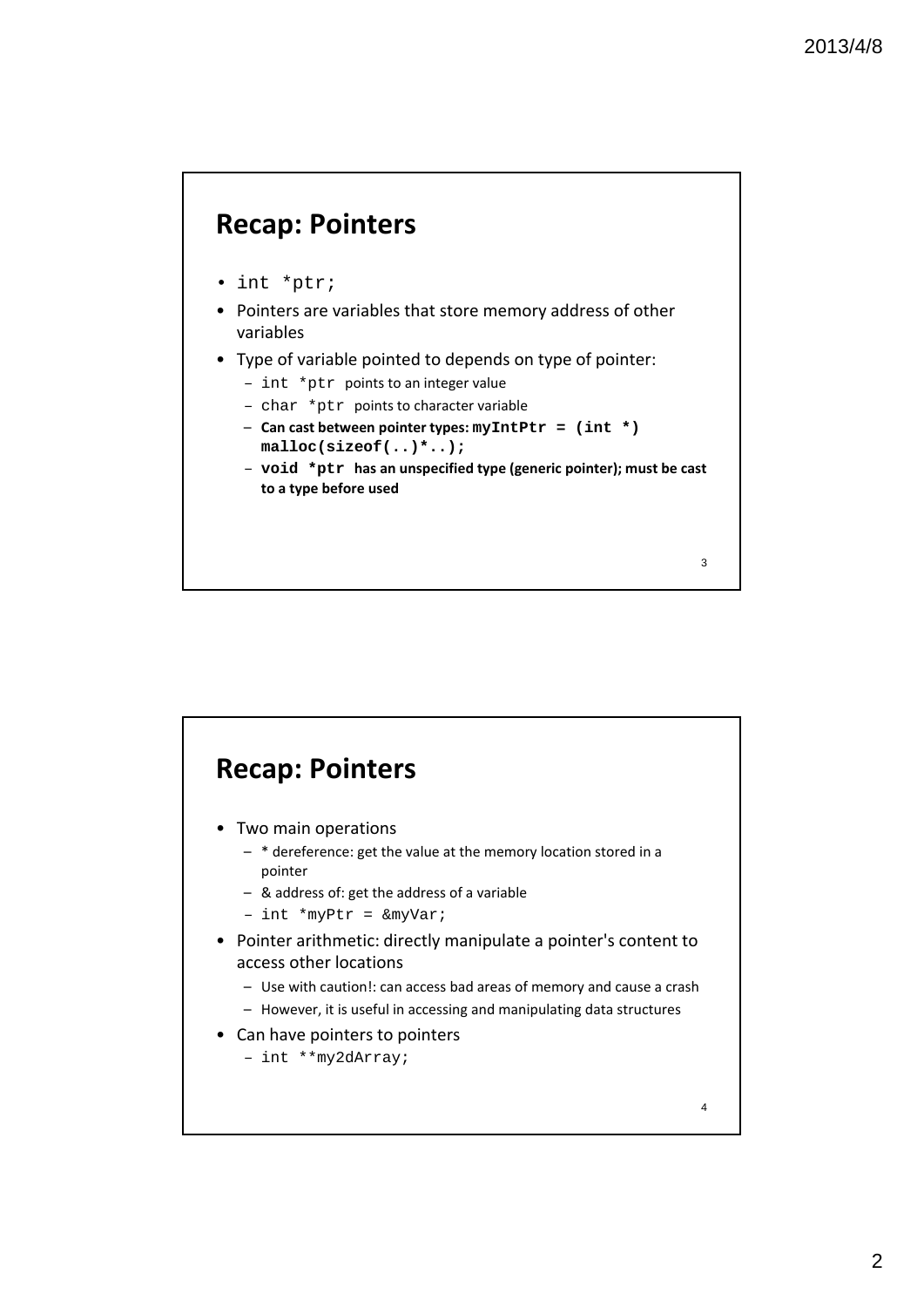## Recap: Pointers

- `int *ptr;`
- Pointers are variables that store memory address of other variables
- Type of variable pointed to depends on type of pointer:
  - `int *ptr` points to an integer value
  - `char *ptr` points to character variable
  - **Can cast between pointer types: `myIntPtr = (int *) malloc(sizeof(..)*..);`**
  - **`void *ptr` has an unspecified type (generic pointer); must be cast to a type before used**

## Recap: Pointers

- Two main operations
  - * dereference: get the value at the memory location stored in a pointer
  - & address of: get the address of a variable
  - `int *myPtr = &myVar;`
- Pointer arithmetic: directly manipulate a pointer's content to access other locations
  - Use with caution!: can access bad areas of memory and cause a crash
  - However, it is useful in accessing and manipulating data structures
- Can have pointers to pointers
  - `int **my2dArray;`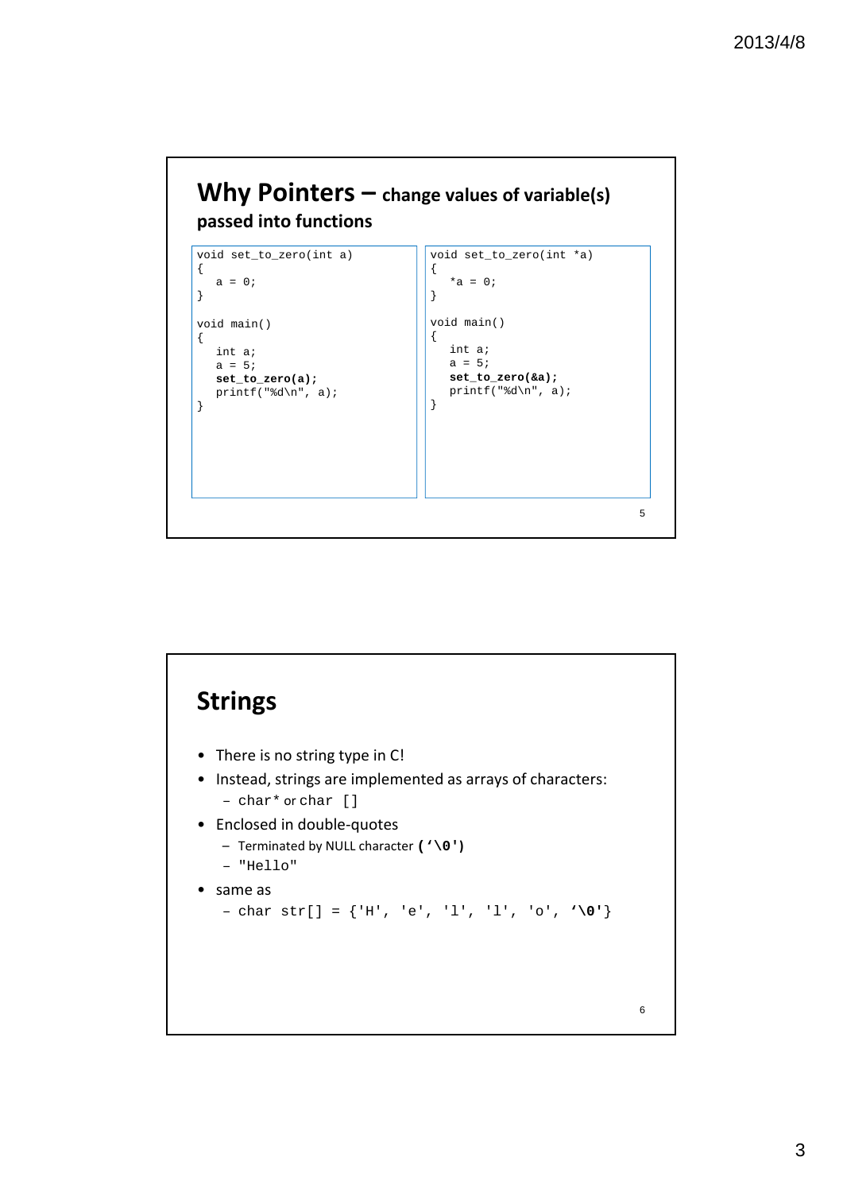## Why Pointers – change values of variable(s) passed into functions

```c
void set_to_zero(int a)
{
   a = 0;
}

void main()
{
   int a;
   a = 5;
   set_to_zero(a);
   printf("%d\n", a);
}
```

```c
void set_to_zero(int *a)
{
   *a = 0;
}

void main()
{
   int a;
   a = 5;
   set_to_zero(&a);
   printf("%d\n", a);
}
```

## Strings

- There is no string type in C!
- Instead, strings are implemented as arrays of characters:
  - `char*` or `char []`
- Enclosed in double-quotes
  - Terminated by NULL character **(‘\0')**
  - `"Hello"`
- same as
  - `char str[] = {'H', 'e', 'l', 'l', 'o', '\0'}`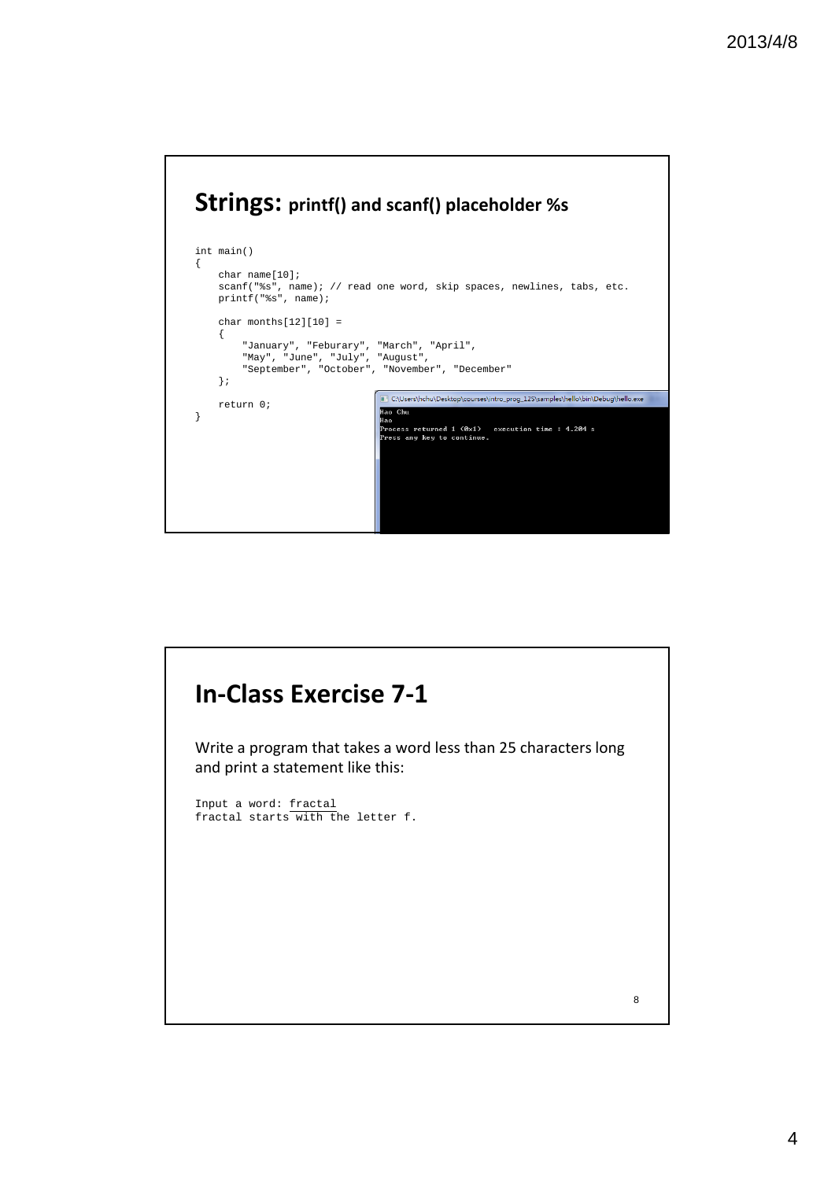## Strings: printf() and scanf() placeholder %s

```
int main()
{
    char name[10];
    scanf("%s", name); // read one word, skip spaces, newlines, tabs, etc.
    printf("%s", name);

    char months[12][10] =
    {
        "January", "Feburary", "March", "April",
        "May", "June", "July", "August",
        "September", "October", "November", "December"
    };

    return 0;
}
```

```
C:\Users\hchu\Desktop\courses\intro_prog_12S\samples\hello\bin\Debug\hello.exe
Hao Chu
Hao
Process returned 1 (0x1)   execution time : 4.204 s
Press any key to continue.
```

## In-Class Exercise 7-1

Write a program that takes a word less than 25 characters long and print a statement like this:

```
Input a word: fractal
fractal starts with the letter f.
```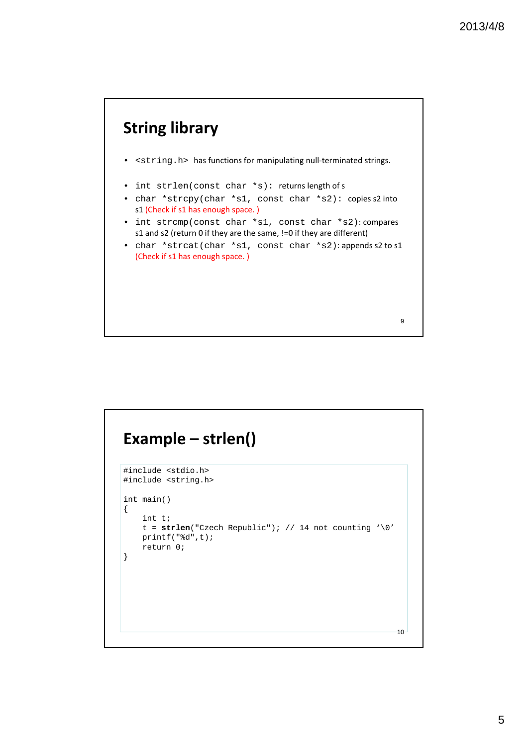## String library

- `<string.h>` has functions for manipulating null-terminated strings.

- `int strlen(const char *s):` returns length of s
- `char *strcpy(char *s1, const char *s2):` copies s2 into s1 (Check if s1 has enough space. )
- `int strcmp(const char *s1, const char *s2)`: compares s1 and s2 (return 0 if they are the same, !=0 if they are different)
- `char *strcat(char *s1, const char *s2)`: appends s2 to s1 (Check if s1 has enough space. )

## Example – strlen()

```
#include <stdio.h>
#include <string.h>

int main()
{
    int t;
    t = strlen("Czech Republic"); // 14 not counting '\0'
    printf("%d",t);
    return 0;
}
```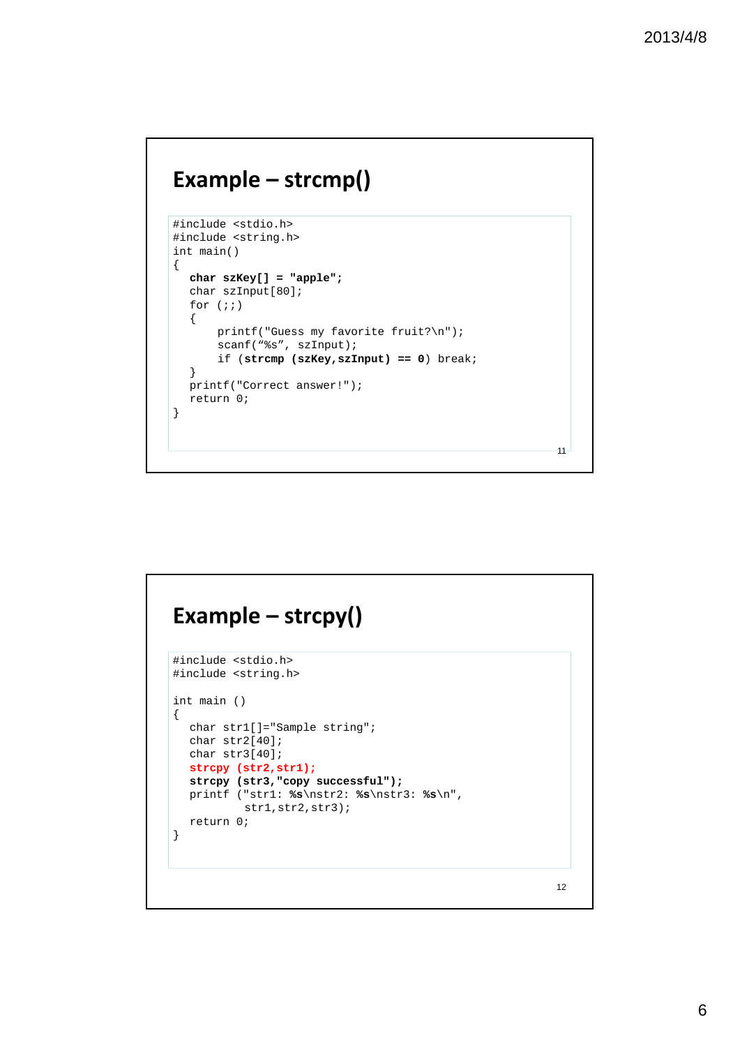## Example – strcmp()

```
#include <stdio.h>
#include <string.h>
int main()
{
   char szKey[] = "apple";
   char szInput[80];
   for (;;)
   {
        printf("Guess my favorite fruit?\n");
        scanf(“%s”, szInput);
        if (strcmp (szKey,szInput) == 0) break;
   }
   printf("Correct answer!");
   return 0;
}
```

## Example – strcpy()

```
#include <stdio.h>
#include <string.h>

int main ()
{
   char str1[]="Sample string";
   char str2[40];
   char str3[40];
   strcpy (str2,str1);
   strcpy (str3,"copy successful");
   printf ("str1: %s\nstr2: %s\nstr3: %s\n",
            str1,str2,str3);
   return 0;
}
```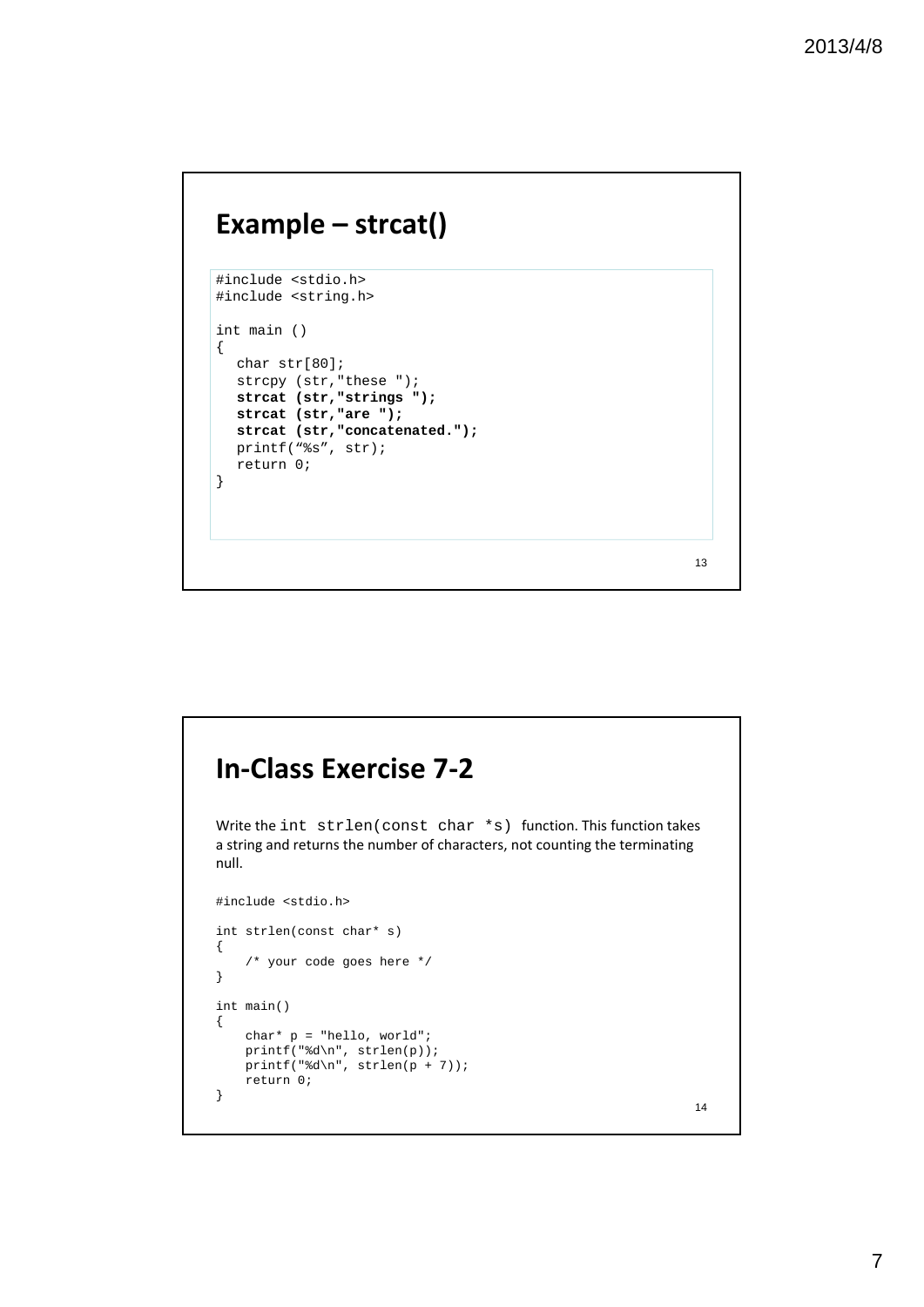## Example – strcat()

```
#include <stdio.h>
#include <string.h>

int main ()
{
  char str[80];
  strcpy (str,"these ");
  strcat (str,"strings ");
  strcat (str,"are ");
  strcat (str,"concatenated.");
  printf(“%s”, str);
  return 0;
}
```

## In-Class Exercise 7-2

Write the `int strlen(const char *s)` function. This function takes a string and returns the number of characters, not counting the terminating null.

```
#include <stdio.h>

int strlen(const char* s)
{
    /* your code goes here */
}

int main()
{
    char* p = "hello, world";
    printf("%d\n", strlen(p));
    printf("%d\n", strlen(p + 7));
    return 0;
}
```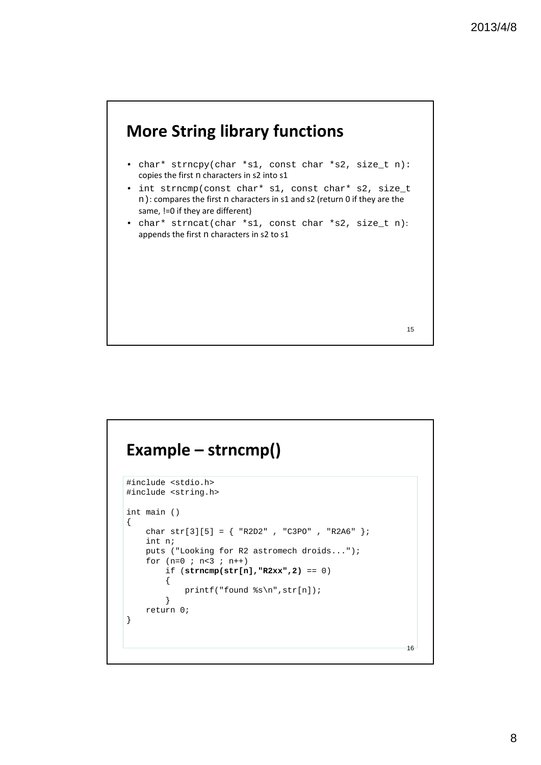## More String library functions

- `char* strncpy(char *s1, const char *s2, size_t n)`: copies the first n characters in s2 into s1
- `int strncmp(const char* s1, const char* s2, size_t n)`: compares the first n characters in s1 and s2 (return 0 if they are the same, !=0 if they are different)
- `char* strncat(char *s1, const char *s2, size_t n)`: appends the first n characters in s2 to s1

## Example – strncmp()

```
#include <stdio.h>
#include <string.h>

int main ()
{
    char str[3][5] = { "R2D2" , "C3PO" , "R2A6" };
    int n;
    puts ("Looking for R2 astromech droids...");
    for (n=0 ; n<3 ; n++)
        if (strncmp(str[n],"R2xx",2) == 0)
        {
            printf("found %s\n",str[n]);
        }
    return 0;
}
```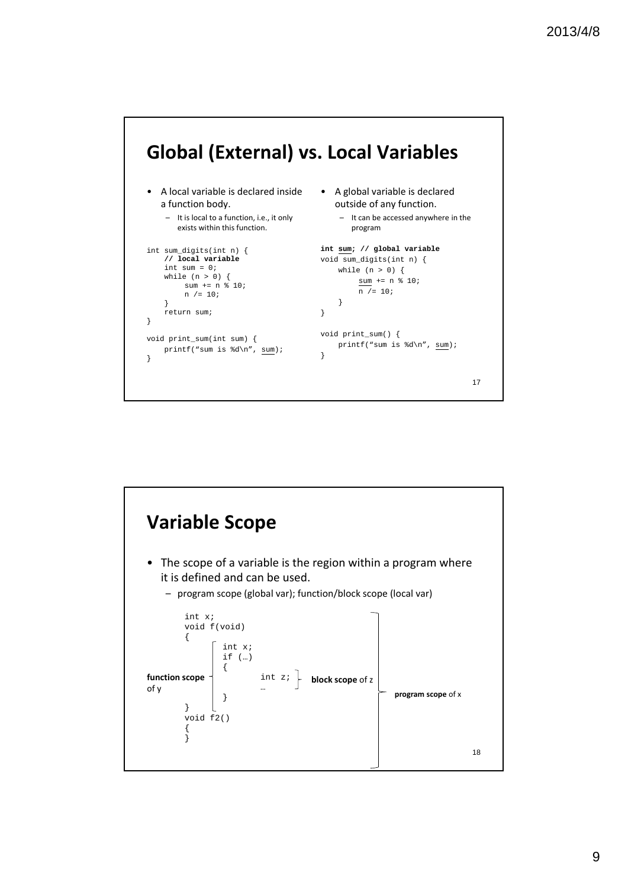## Global (External) vs. Local Variables

- A local variable is declared inside a function body.
  - It is local to a function, i.e., it only exists within this function.

```
int sum_digits(int n) {
    // local variable
    int sum = 0;
    while (n > 0) {
        sum += n % 10;
        n /= 10;
    }
    return sum;
}

void print_sum(int sum) {
    printf("sum is %d\n", sum);
}
```

- A global variable is declared outside of any function.
  - It can be accessed anywhere in the program

```
int sum; // global variable
void sum_digits(int n) {
    while (n > 0) {
        sum += n % 10;
        n /= 10;
    }
}

void print_sum() {
    printf("sum is %d\n", sum);
}
```

## Variable Scope

- The scope of a variable is the region within a program where it is defined and can be used.
  - program scope (global var); function/block scope (local var)

```
int x;
void f(void)
{
        int x;
        if (…)
        {
                int z;
                …
        }
}
void f2()
{
}
```

**function scope** of y

**block scope** of z

**program scope** of x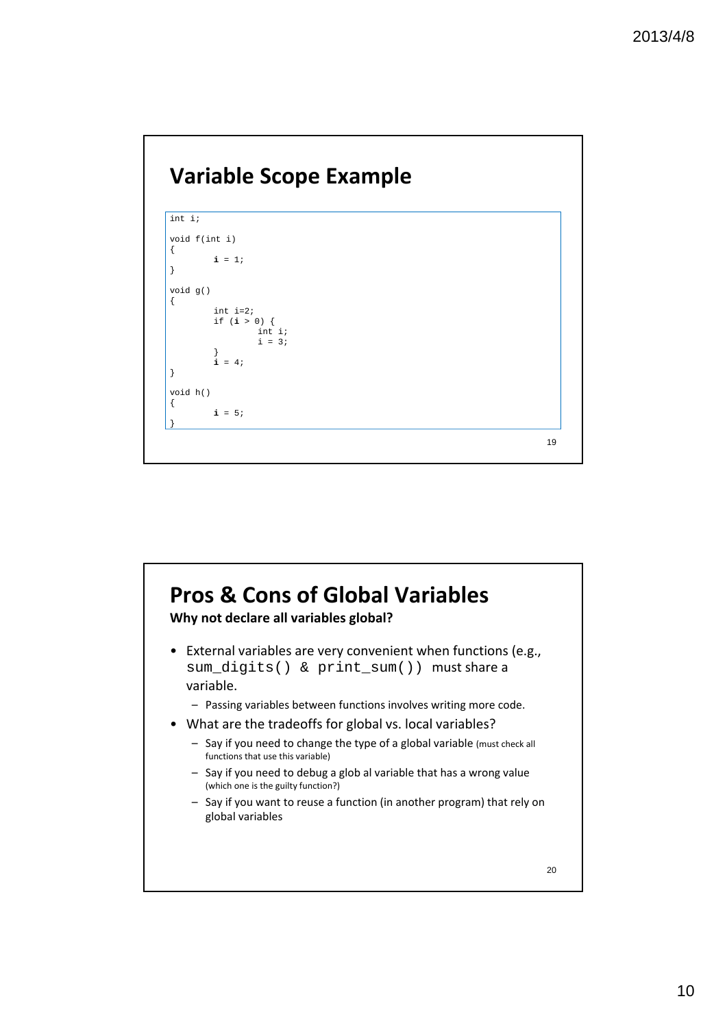## Variable Scope Example

```
int i;

void f(int i)
{
        i = 1;
}

void g()
{
        int i=2;
        if (i > 0) {
                int i;
                i = 3;
        }
        i = 4;
}

void h()
{
        i = 5;
}
```

## Pros & Cons of Global Variables

**Why not declare all variables global?**

- External variables are very convenient when functions (e.g., `sum_digits()` & `print_sum()`) must share a variable.
  - Passing variables between functions involves writing more code.
- What are the tradeoffs for global vs. local variables?
  - Say if you need to change the type of a global variable (must check all functions that use this variable)
  - Say if you need to debug a glob al variable that has a wrong value (which one is the guilty function?)
  - Say if you want to reuse a function (in another program) that rely on global variables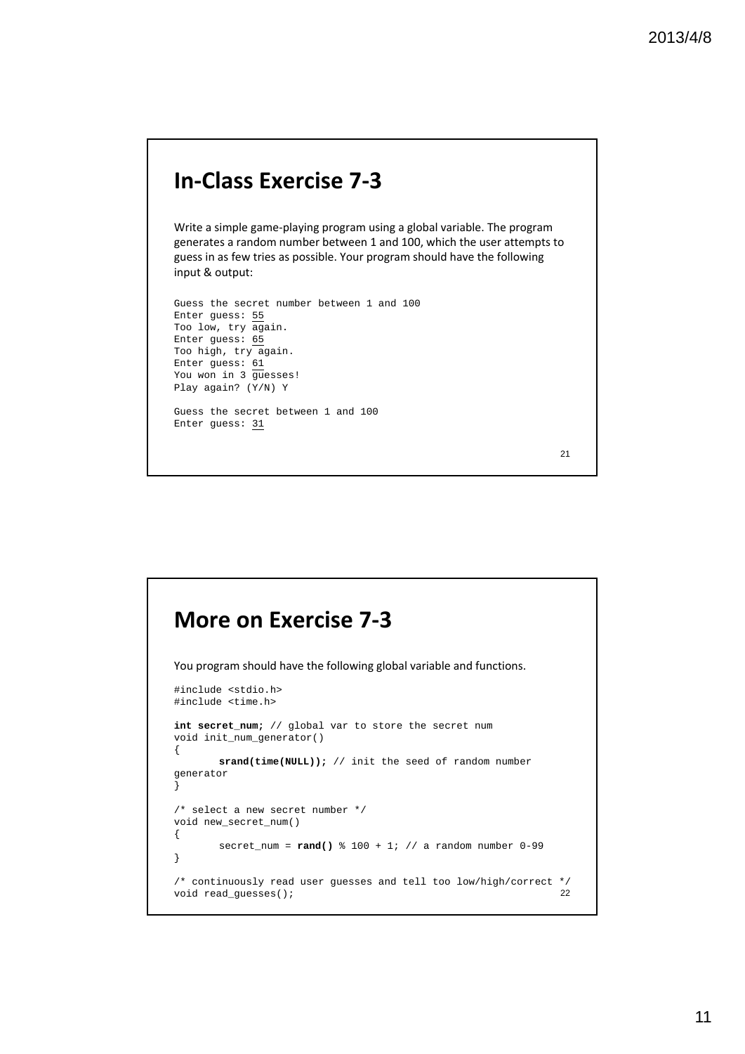## In-Class Exercise 7-3

Write a simple game-playing program using a global variable. The program generates a random number between 1 and 100, which the user attempts to guess in as few tries as possible. Your program should have the following input & output:

```
Guess the secret number between 1 and 100
Enter guess: 55
Too low, try again.
Enter guess: 65
Too high, try again.
Enter guess: 61
You won in 3 guesses!
Play again? (Y/N) Y

Guess the secret between 1 and 100
Enter guess: 31
```

## More on Exercise 7-3

You program should have the following global variable and functions.

```
#include <stdio.h>
#include <time.h>

int secret_num; // global var to store the secret num
void init_num_generator()
{
        srand(time(NULL)); // init the seed of random number
generator
}

/* select a new secret number */
void new_secret_num()
{
        secret_num = rand() % 100 + 1; // a random number 0-99
}

/* continuously read user guesses and tell too low/high/correct */
void read_guesses();
```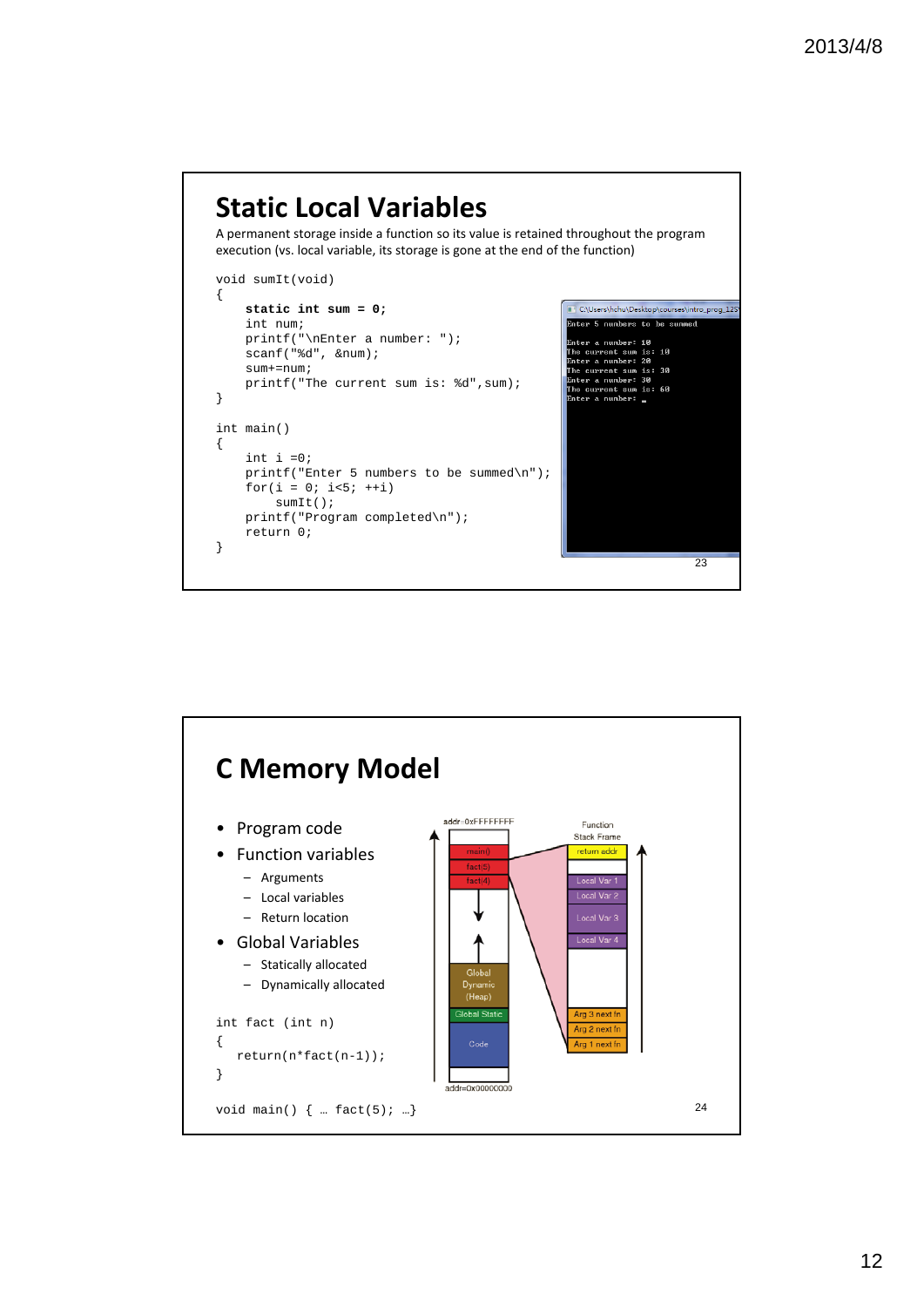## Static Local Variables

A permanent storage inside a function so its value is retained throughout the program execution (vs. local variable, its storage is gone at the end of the function)

```
void sumIt(void)
{
    static int sum = 0;
    int num;
    printf("\nEnter a number: ");
    scanf("%d", &num);
    sum+=num;
    printf("The current sum is: %d",sum);
}

int main()
{
    int i =0;
    printf("Enter 5 numbers to be summed\n");
    for(i = 0; i<5; ++i)
        sumIt();
    printf("Program completed\n");
    return 0;
}
```

```
Enter 5 numbers to be summed

Enter a number: 10
The current sum is: 10
Enter a number: 20
The current sum is: 30
Enter a number: 30
The current sum is: 60
Enter a number: _
```

## C Memory Model

- Program code
- Function variables
  - Arguments
  - Local variables
  - Return location
- Global Variables
  - Statically allocated
  - Dynamically allocated

```
int fact (int n)
{
    return(n*fact(n-1));
}

void main() { … fact(5); …}
```

addr=0xFFFFFFFF

| main() |
|---|
| fact(5) |
| fact(4) |
| ↓ |
| ↑ |
| Global Dynamic (Heap) |
| Global Static |
| Code |

addr=0x00000000

Function Stack Frame

| return addr |
|---|
| Local Var 1 |
| Local Var 2 |
| Local Var 3 |
| Local Var 4 |
| Arg 3 next fn |
| Arg 2 next fn |
| Arg 1 next fn |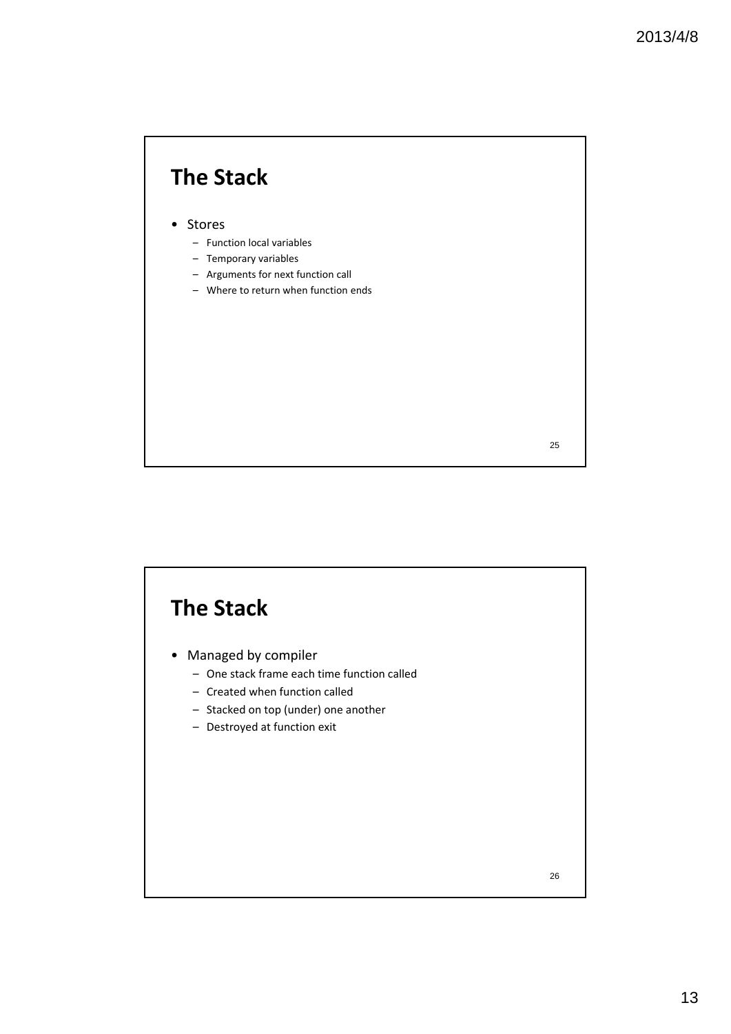## The Stack

- Stores
  - Function local variables
  - Temporary variables
  - Arguments for next function call
  - Where to return when function ends

## The Stack

- Managed by compiler
  - One stack frame each time function called
  - Created when function called
  - Stacked on top (under) one another
  - Destroyed at function exit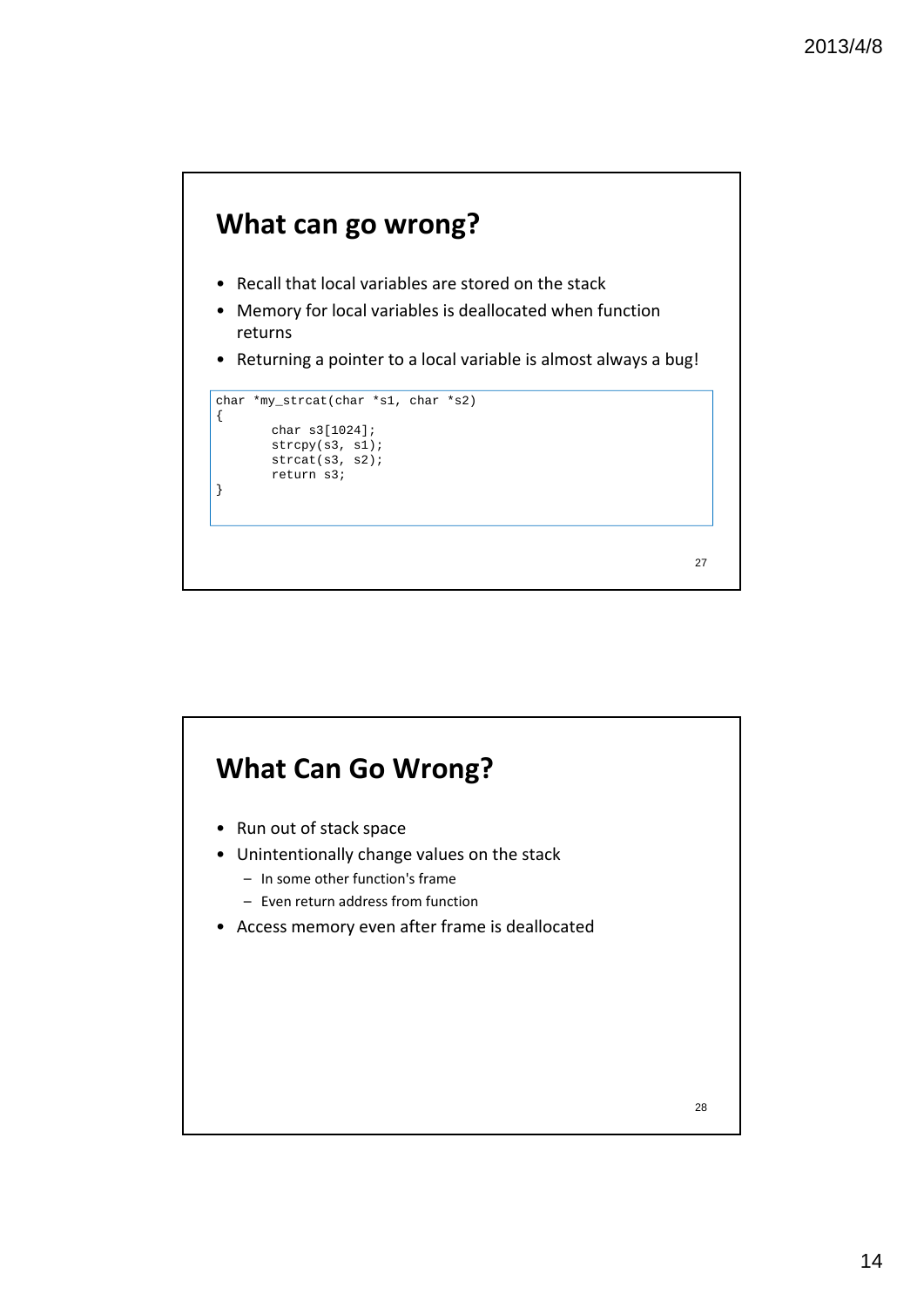## What can go wrong?

- Recall that local variables are stored on the stack
- Memory for local variables is deallocated when function returns
- Returning a pointer to a local variable is almost always a bug!

```
char *my_strcat(char *s1, char *s2)
{
        char s3[1024];
        strcpy(s3, s1);
        strcat(s3, s2);
        return s3;
}
```

## What Can Go Wrong?

- Run out of stack space
- Unintentionally change values on the stack
  - In some other function's frame
  - Even return address from function
- Access memory even after frame is deallocated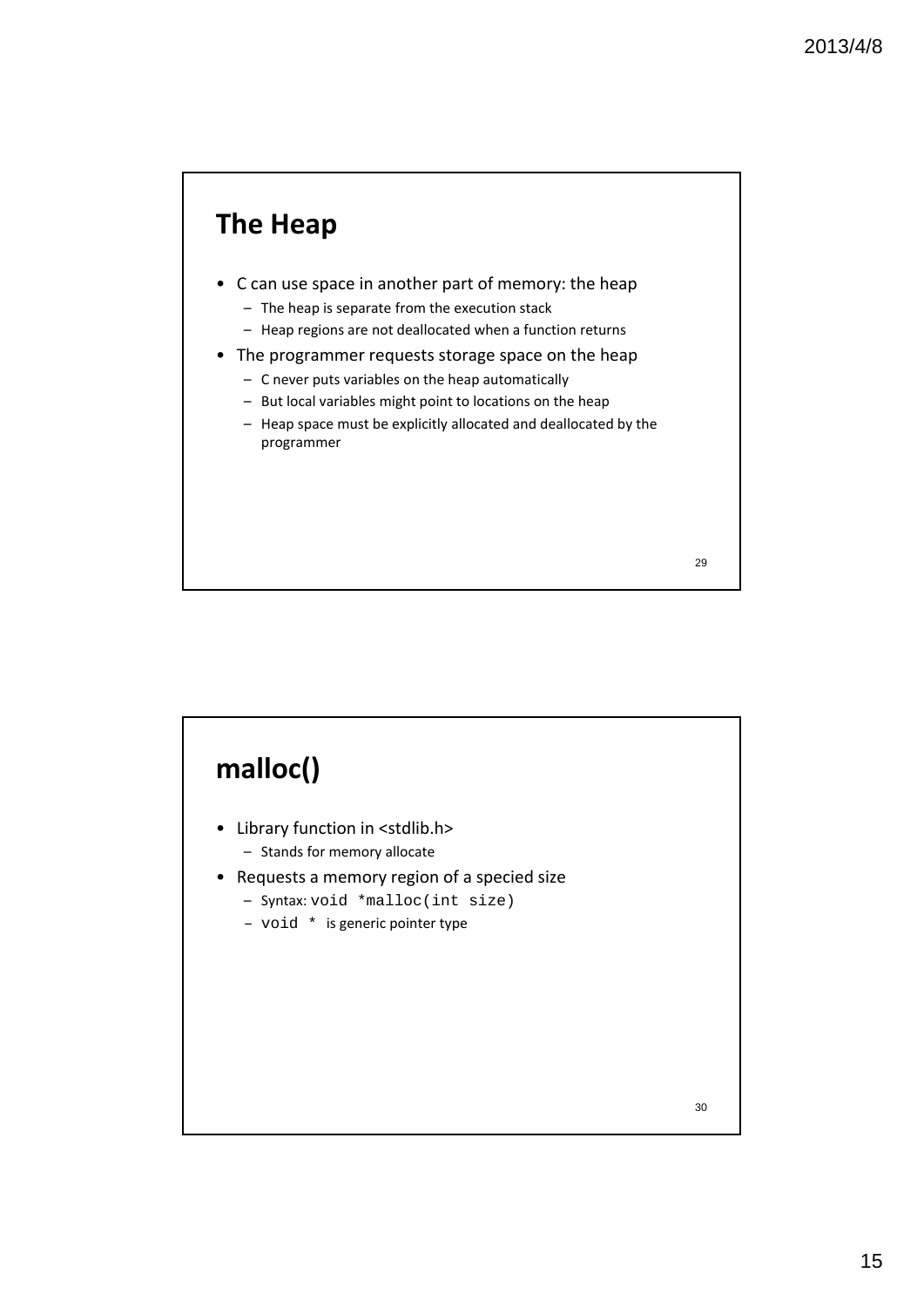## The Heap

- C can use space in another part of memory: the heap
  - The heap is separate from the execution stack
  - Heap regions are not deallocated when a function returns
- The programmer requests storage space on the heap
  - C never puts variables on the heap automatically
  - But local variables might point to locations on the heap
  - Heap space must be explicitly allocated and deallocated by the programmer

## malloc()

- Library function in <stdlib.h>
  - Stands for memory allocate
- Requests a memory region of a specied size
  - Syntax: `void *malloc(int size)`
  - `void *` is generic pointer type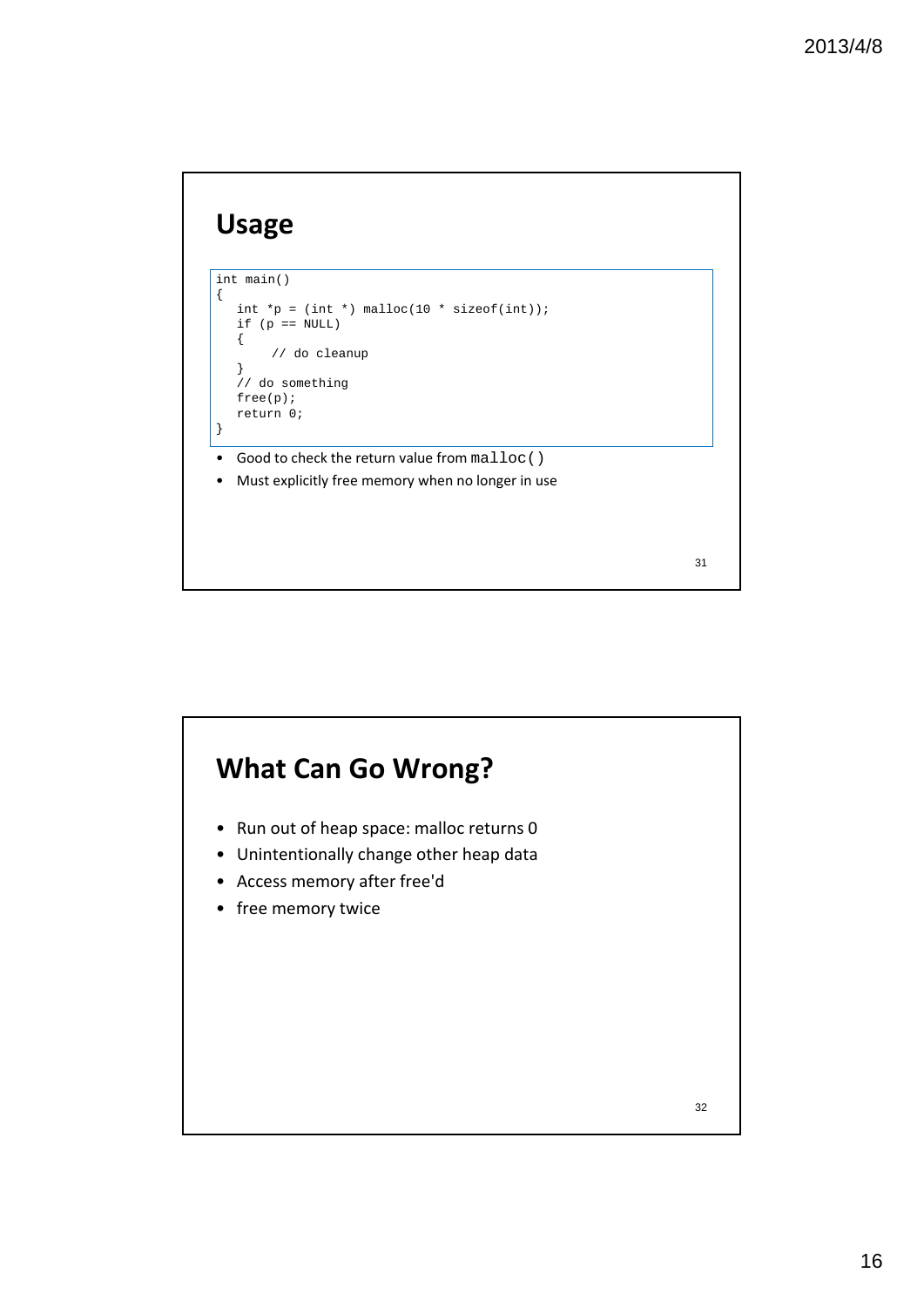## Usage

```
int main()
{
   int *p = (int *) malloc(10 * sizeof(int));
   if (p == NULL)
   {
        // do cleanup
   }
   // do something
   free(p);
   return 0;
}
```

- Good to check the return value from `malloc()`
- Must explicitly free memory when no longer in use

## What Can Go Wrong?

- Run out of heap space: malloc returns 0
- Unintentionally change other heap data
- Access memory after free'd
- free memory twice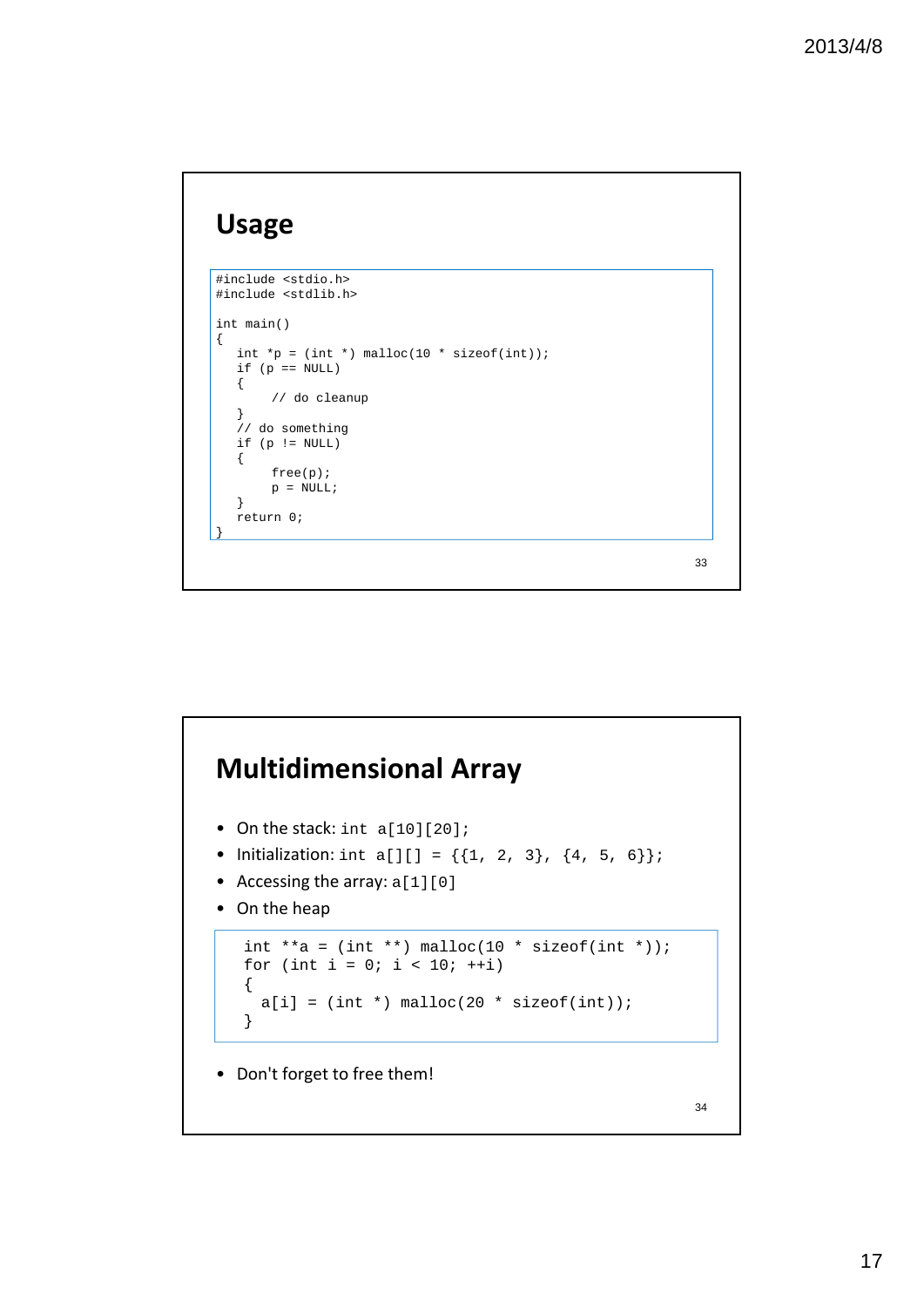## Usage

```
#include <stdio.h>
#include <stdlib.h>

int main()
{
   int *p = (int *) malloc(10 * sizeof(int));
   if (p == NULL)
   {
        // do cleanup
   }
   // do something
   if (p != NULL)
   {
        free(p);
        p = NULL;
   }
   return 0;
}
```

## Multidimensional Array

- On the stack: `int a[10][20];`
- Initialization: `int a[][] = {{1, 2, 3}, {4, 5, 6}};`
- Accessing the array: `a[1][0]`
- On the heap

```
int **a = (int **) malloc(10 * sizeof(int *));
for (int i = 0; i < 10; ++i)
{
  a[i] = (int *) malloc(20 * sizeof(int));
}
```

- Don't forget to free them!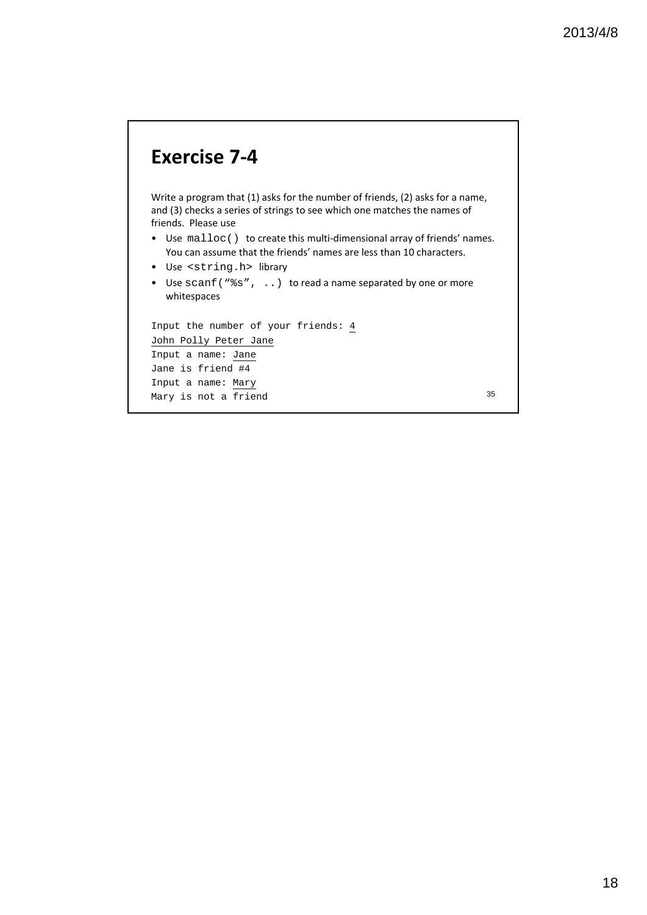## Exercise 7-4

Write a program that (1) asks for the number of friends, (2) asks for a name, and (3) checks a series of strings to see which one matches the names of friends. Please use

- Use `malloc()` to create this multi-dimensional array of friends' names. You can assume that the friends' names are less than 10 characters.
- Use `<string.h>` library
- Use `scanf("%s", ..)` to read a name separated by one or more whitespaces

```
Input the number of your friends: 4
John Polly Peter Jane
Input a name: Jane
Jane is friend #4
Input a name: Mary
Mary is not a friend
```